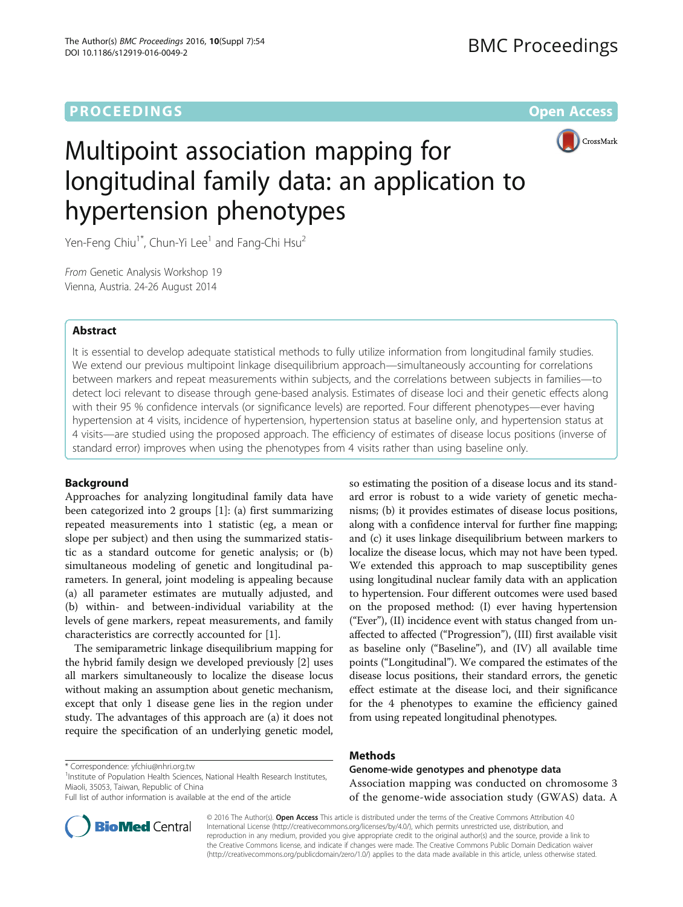PROCEEDINGS Open Access

# Multipoint association mapping for longitudinal family data: an application to hypertension phenotypes

Yen-Feng Chiu[1*], Chun-Yi Lee[1] and Fang-Chi Hsu[2]

From Genetic Analysis Workshop 19
Vienna, Austria. 24-26 August 2014

## Abstract

It is essential to develop adequate statistical methods to fully utilize information from longitudinal family studies. We extend our previous multipoint linkage disequilibrium approach—simultaneously accounting for correlations between markers and repeat measurements within subjects, and the correlations between subjects in families—to detect loci relevant to disease through gene-based analysis. Estimates of disease loci and their genetic effects along with their 95 % confidence intervals (or significance levels) are reported. Four different phenotypes—ever having hypertension at 4 visits, incidence of hypertension, hypertension status at baseline only, and hypertension status at 4 visits—are studied using the proposed approach. The efficiency of estimates of disease locus positions (inverse of standard error) improves when using the phenotypes from 4 visits rather than using baseline only.

## Background

Approaches for analyzing longitudinal family data have been categorized into 2 groups [1]: (a) first summarizing repeated measurements into 1 statistic (eg, a mean or slope per subject) and then using the summarized statistic as a standard outcome for genetic analysis; or (b) simultaneous modeling of genetic and longitudinal parameters. In general, joint modeling is appealing because (a) all parameter estimates are mutually adjusted, and (b) within- and between-individual variability at the levels of gene markers, repeat measurements, and family characteristics are correctly accounted for [1].

The semiparametric linkage disequilibrium mapping for the hybrid family design we developed previously [2] uses all markers simultaneously to localize the disease locus without making an assumption about genetic mechanism, except that only 1 disease gene lies in the region under study. The advantages of this approach are (a) it does not require the specification of an underlying genetic model, so estimating the position of a disease locus and its standard error is robust to a wide variety of genetic mechanisms; (b) it provides estimates of disease locus positions, along with a confidence interval for further fine mapping; and (c) it uses linkage disequilibrium between markers to localize the disease locus, which may not have been typed. We extended this approach to map susceptibility genes using longitudinal nuclear family data with an application to hypertension. Four different outcomes were used based on the proposed method: (I) ever having hypertension ("Ever"), (II) incidence event with status changed from unaffected to affected ("Progression"), (III) first available visit as baseline only ("Baseline"), and (IV) all available time points ("Longitudinal"). We compared the estimates of the disease locus positions, their standard errors, the genetic effect estimate at the disease loci, and their significance for the 4 phenotypes to examine the efficiency gained from using repeated longitudinal phenotypes.

## Methods

### Genome-wide genotypes and phenotype data

Association mapping was conducted on chromosome 3 of the genome-wide association study (GWAS) data. A

\* Correspondence: yfchiu@nhri.org.tw
[1]Institute of Population Health Sciences, National Health Research Institutes, Miaoli, 35053, Taiwan, Republic of China
Full list of author information is available at the end of the article

© 2016 The Author(s). **Open Access** This article is distributed under the terms of the Creative Commons Attribution 4.0 International License (http://creativecommons.org/licenses/by/4.0/), which permits unrestricted use, distribution, and reproduction in any medium, provided you give appropriate credit to the original author(s) and the source, provide a link to the Creative Commons license, and indicate if changes were made. The Creative Commons Public Domain Dedication waiver (http://creativecommons.org/publicdomain/zero/1.0/) applies to the data made available in this article, unless otherwise stated.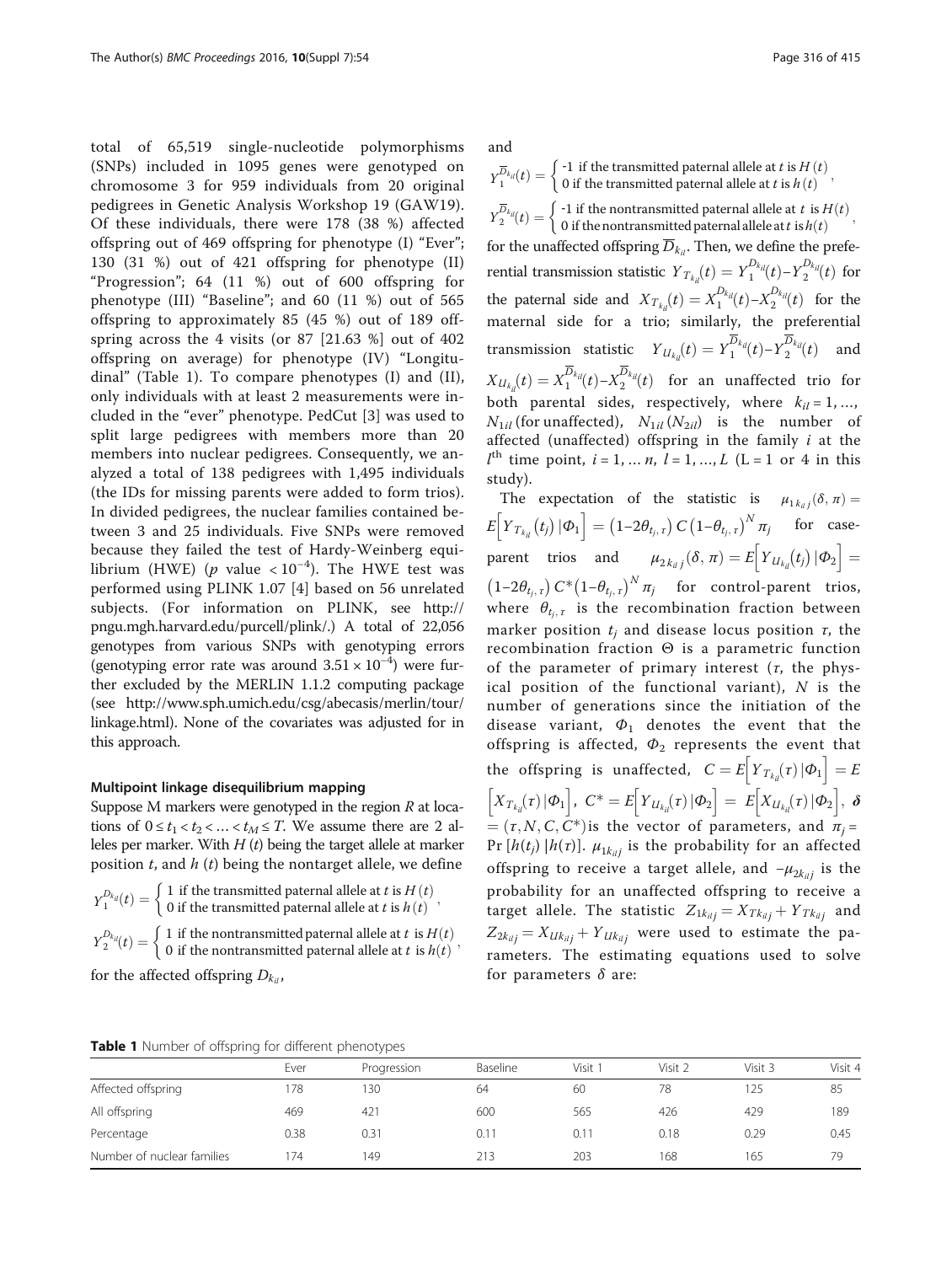total of 65,519 single-nucleotide polymorphisms (SNPs) included in 1095 genes were genotyped on chromosome 3 for 959 individuals from 20 original pedigrees in Genetic Analysis Workshop 19 (GAW19). Of these individuals, there were 178 (38 %) affected offspring out of 469 offspring for phenotype (I) "Ever"; 130 (31 %) out of 421 offspring for phenotype (II) "Progression"; 64 (11 %) out of 600 offspring for phenotype (III) "Baseline"; and 60 (11 %) out of 565 offspring to approximately 85 (45 %) out of 189 offspring across the 4 visits (or 87 [21.63 %] out of 402 offspring on average) for phenotype (IV) "Longitudinal" (Table 1). To compare phenotypes (I) and (II), only individuals with at least 2 measurements were included in the "ever" phenotype. PedCut [3] was used to split large pedigrees with members more than 20 members into nuclear pedigrees. Consequently, we analyzed a total of 138 pedigrees with 1,495 individuals (the IDs for missing parents were added to form trios). In divided pedigrees, the nuclear families contained between 3 and 25 individuals. Five SNPs were removed because they failed the test of Hardy-Weinberg equilibrium (HWE) ($p$ value $< 10^{-4}$). The HWE test was performed using PLINK 1.07 [4] based on 56 unrelated subjects. (For information on PLINK, see http://pngu.mgh.harvard.edu/purcell/plink/.) A total of 22,056 genotypes from various SNPs with genotyping errors (genotyping error rate was around $3.51 \times 10^{-4}$) were further excluded by the MERLIN 1.1.2 computing package (see http://www.sph.umich.edu/csg/abecasis/merlin/tour/linkage.html). None of the covariates was adjusted for in this approach.

### Multipoint linkage disequilibrium mapping

Suppose M markers were genotyped in the region $R$ at locations of $0 \le t_1 < t_2 < \ldots < t_M \le T$. We assume there are 2 alleles per marker. With $H(t)$ being the target allele at marker position $t$, and $h(t)$ being the nontarget allele, we define

$$Y_1^{D_{k_{il}}}(t) = \begin{cases} 1 & \text{if the transmitted paternal allele at } t \text{ is } H(t) \\ 0 & \text{if the transmitted paternal allele at } t \text{ is } h(t) \end{cases},$$

$$Y_2^{D_{k_{il}}}(t) = \begin{cases} 1 & \text{if the nontransmitted paternal allele at } t \text{ is } H(t) \\ 0 & \text{if the nontransmitted paternal allele at } t \text{ is } h(t) \end{cases},$$

for the affected offspring $D_{k_{il}}$,

and

$$Y_1^{\overline{D}_{k_{il}}}(t) = \begin{cases} -1 & \text{if the transmitted paternal allele at } t \text{ is } H(t) \\ 0 & \text{if the transmitted paternal allele at } t \text{ is } h(t) \end{cases},$$

$$Y_2^{\overline{D}_{k_{il}}}(t) = \begin{cases} -1 & \text{if the nontransmitted paternal allele at } t \text{ is } H(t) \\ 0 & \text{if the nontransmitted paternal allele at } t \text{ is } h(t) \end{cases},$$

for the unaffected offspring $\overline{D}_{k_{il}}$. Then, we define the preferential transmission statistic $Y_{T_{k_{il}}}(t) = Y_1^{D_{k_{il}}}(t) - Y_2^{D_{k_{il}}}(t)$ for the paternal side and $X_{T_{k_{il}}}(t) = X_1^{D_{k_{il}}}(t) - X_2^{D_{k_{il}}}(t)$ for the maternal side for a trio; similarly, the preferential transmission statistic $Y_{U_{k_{il}}}(t) = Y_1^{\overline{D}_{k_{il}}}(t) - Y_2^{\overline{D}_{k_{il}}}(t)$ and $X_{U_{k_{il}}}(t) = X_1^{\overline{D}_{k_{il}}}(t) - X_2^{\overline{D}_{k_{il}}}(t)$ for an unaffected trio for both parental sides, respectively, where $k_{il} = 1, \ldots, N_{1il}$ (for unaffected), $N_{1il}$ ($N_{2il}$) is the number of affected (unaffected) offspring in the family $i$ at the $l^{\text{th}}$ time point, $i = 1, \ldots n$, $l = 1, \ldots, L$ (L = 1 or 4 in this study).

The expectation of the statistic is $\mu_{1k_{il}j}(\delta, \pi) = E\left[Y_{T_{k_{il}}}(t_j) \,|\, \Phi_1\right] = \left(1 - 2\theta_{t_j,\tau}\right) C \left(1 - \theta_{t_j,\tau}\right)^N \pi_j$ for case-parent trios and $\mu_{2k_{il}j}(\delta, \pi) = E\left[Y_{U_{k_{il}}}(t_j) \,|\, \Phi_2\right] = \left(1 - 2\theta_{t_j,\tau}\right) C^* \left(1 - \theta_{t_j,\tau}\right)^N \pi_j$ for control-parent trios, where $\theta_{t_j,\tau}$ is the recombination fraction between marker position $t_j$ and disease locus position $\tau$, the recombination fraction $\Theta$ is a parametric function of the parameter of primary interest ($\tau$, the physical position of the functional variant), $N$ is the number of generations since the initiation of the disease variant, $\Phi_1$ denotes the event that the offspring is affected, $\Phi_2$ represents the event that the offspring is unaffected, $C = E\left[Y_{T_{k_{il}}}(\tau) \,|\, \Phi_1\right] = E\left[X_{T_{k_{il}}}(\tau) \,|\, \Phi_1\right]$, $C^* = E\left[Y_{U_{k_{il}}}(\tau) \,|\, \Phi_2\right] = E\left[X_{U_{k_{il}}}(\tau) \,|\, \Phi_2\right]$, $\boldsymbol{\delta} = (\tau, N, C, C^*)$ is the vector of parameters, and $\pi_j = \Pr\left[h(t_j) \,|\, h(\tau)\right]$. $\mu_{1k_{il}j}$ is the probability for an affected offspring to receive a target allele, and $-\mu_{2k_{il}j}$ is the probability for an unaffected offspring to receive a target allele. The statistic $Z_{1k_{il}j} = X_{Tk_{il}j} + Y_{Tk_{il}j}$ and $Z_{2k_{il}j} = X_{Uk_{il}j} + Y_{Uk_{il}j}$ were used to estimate the parameters. The estimating equations used to solve for parameters $\delta$ are:

**Table 1** Number of offspring for different phenotypes

| | Ever | Progression | Baseline | Visit 1 | Visit 2 | Visit 3 | Visit 4 |
|---|---|---|---|---|---|---|---|
| Affected offspring | 178 | 130 | 64 | 60 | 78 | 125 | 85 |
| All offspring | 469 | 421 | 600 | 565 | 426 | 429 | 189 |
| Percentage | 0.38 | 0.31 | 0.11 | 0.11 | 0.18 | 0.29 | 0.45 |
| Number of nuclear families | 174 | 149 | 213 | 203 | 168 | 165 | 79 |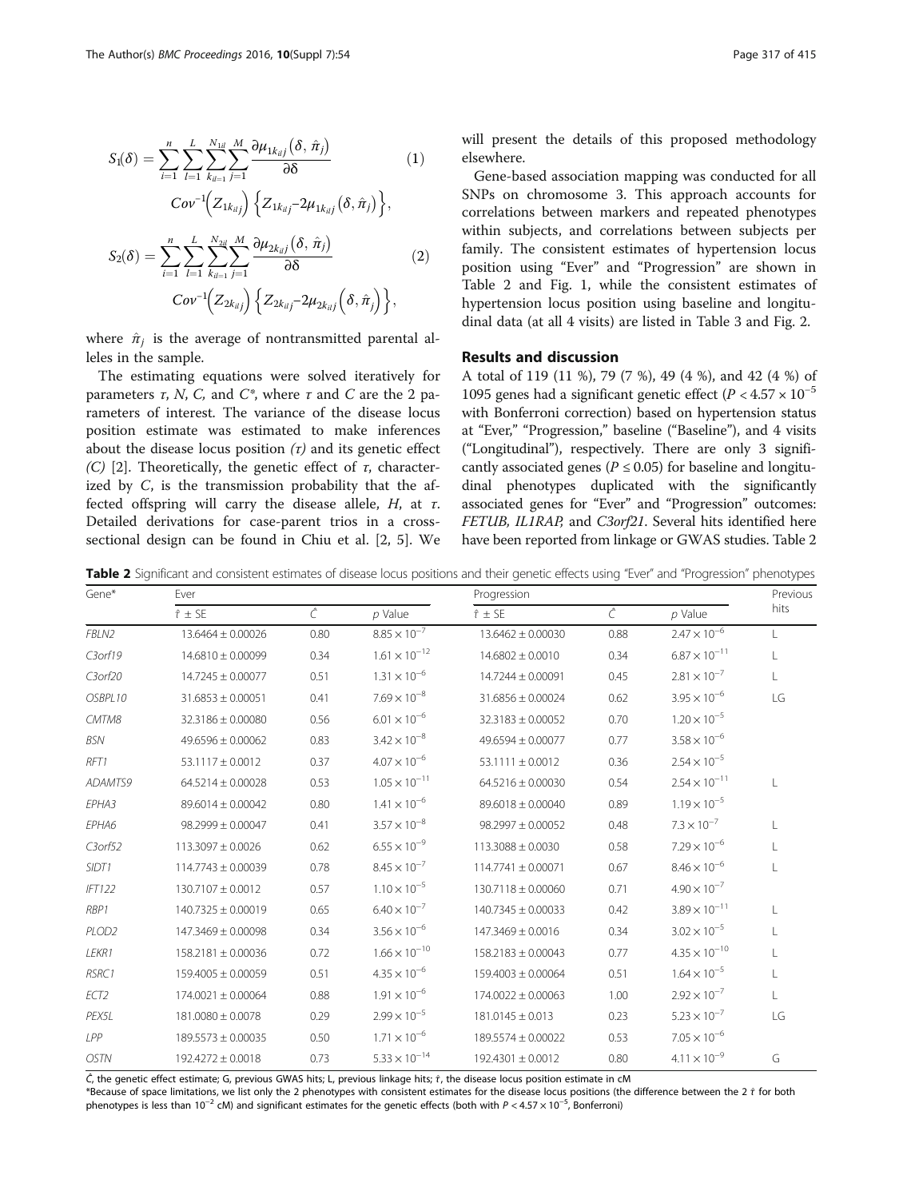$$S_1(\delta) = \sum_{i=1}^{n}\sum_{l=1}^{L}\sum_{k_{il}=1}^{N_{1il}}\sum_{j=1}^{M} \frac{\partial \mu_{1k_{il}j}(\delta, \hat{\pi}_j)}{\partial \delta} Cov^{-1}\left(Z_{1k_{il}j}\right)\left\{Z_{1k_{il}j} - 2\mu_{1k_{il}j}(\delta, \hat{\pi}_j)\right\}, \quad (1)$$

$$S_2(\delta) = \sum_{i=1}^{n}\sum_{l=1}^{L}\sum_{k_{il}=1}^{N_{2il}}\sum_{j=1}^{M} \frac{\partial \mu_{2k_{il}j}(\delta, \hat{\pi}_j)}{\partial \delta} Cov^{-1}\left(Z_{2k_{il}j}\right)\left\{Z_{2k_{il}j} - 2\mu_{2k_{il}j}(\delta, \hat{\pi}_j)\right\}, \quad (2)$$

where $\hat{\pi}_j$ is the average of nontransmitted parental alleles in the sample.

The estimating equations were solved iteratively for parameters $\tau$, $N$, $C$, and $C^*$, where $\tau$ and $C$ are the 2 parameters of interest. The variance of the disease locus position estimate was estimated to make inferences about the disease locus position $(\tau)$ and its genetic effect $(C)$ [2]. Theoretically, the genetic effect of $\tau$, characterized by $C$, is the transmission probability that the affected offspring will carry the disease allele, $H$, at $\tau$. Detailed derivations for case-parent trios in a cross-sectional design can be found in Chiu et al. [2, 5]. We will present the details of this proposed methodology elsewhere.

Gene-based association mapping was conducted for all SNPs on chromosome 3. This approach accounts for correlations between markers and repeated phenotypes within subjects, and correlations between subjects per family. The consistent estimates of hypertension locus position using "Ever" and "Progression" are shown in Table 2 and Fig. 1, while the consistent estimates of hypertension locus position using baseline and longitudinal data (at all 4 visits) are listed in Table 3 and Fig. 2.

## Results and discussion

A total of 119 (11 %), 79 (7 %), 49 (4 %), and 42 (4 %) of 1095 genes had a significant genetic effect ($P < 4.57 \times 10^{-5}$ with Bonferroni correction) based on hypertension status at "Ever," "Progression," baseline ("Baseline"), and 4 visits ("Longitudinal"), respectively. There are only 3 significantly associated genes ($P \leq 0.05$) for baseline and longitudinal phenotypes duplicated with the significantly associated genes for "Ever" and "Progression" outcomes: *FETUB*, *IL1RAP*, and *C3orf21*. Several hits identified here have been reported from linkage or GWAS studies. Table 2

**Table 2** Significant and consistent estimates of disease locus positions and their genetic effects using "Ever" and "Progression" phenotypes

| Gene* | Ever | | | Progression | | | Previous hits |
|---|---|---|---|---|---|---|---|
| | $\hat{\tau} \pm$ SE | $\hat{C}$ | *p* Value | $\hat{\tau} \pm$ SE | $\hat{C}$ | *p* Value | |
| *FBLN2* | 13.6464 ± 0.00026 | 0.80 | $8.85 \times 10^{-7}$ | 13.6462 ± 0.00030 | 0.88 | $2.47 \times 10^{-6}$ | L |
| *C3orf19* | 14.6810 ± 0.00099 | 0.34 | $1.61 \times 10^{-12}$ | 14.6802 ± 0.0010 | 0.34 | $6.87 \times 10^{-11}$ | L |
| *C3orf20* | 14.7245 ± 0.00077 | 0.51 | $1.31 \times 10^{-6}$ | 14.7244 ± 0.00091 | 0.45 | $2.81 \times 10^{-7}$ | L |
| *OSBPL10* | 31.6853 ± 0.00051 | 0.41 | $7.69 \times 10^{-8}$ | 31.6856 ± 0.00024 | 0.62 | $3.95 \times 10^{-6}$ | LG |
| *CMTM8* | 32.3186 ± 0.00080 | 0.56 | $6.01 \times 10^{-6}$ | 32.3183 ± 0.00052 | 0.70 | $1.20 \times 10^{-5}$ | |
| *BSN* | 49.6596 ± 0.00062 | 0.83 | $3.42 \times 10^{-8}$ | 49.6594 ± 0.00077 | 0.77 | $3.58 \times 10^{-6}$ | |
| *RFT1* | 53.1117 ± 0.0012 | 0.37 | $4.07 \times 10^{-6}$ | 53.1111 ± 0.0012 | 0.36 | $2.54 \times 10^{-5}$ | |
| *ADAMTS9* | 64.5214 ± 0.00028 | 0.53 | $1.05 \times 10^{-11}$ | 64.5216 ± 0.00030 | 0.54 | $2.54 \times 10^{-11}$ | L |
| *EPHA3* | 89.6014 ± 0.00042 | 0.80 | $1.41 \times 10^{-6}$ | 89.6018 ± 0.00040 | 0.89 | $1.19 \times 10^{-5}$ | |
| *EPHA6* | 98.2999 ± 0.00047 | 0.41 | $3.57 \times 10^{-8}$ | 98.2997 ± 0.00052 | 0.48 | $7.3 \times 10^{-7}$ | L |
| *C3orf52* | 113.3097 ± 0.0026 | 0.62 | $6.55 \times 10^{-9}$ | 113.3088 ± 0.0030 | 0.58 | $7.29 \times 10^{-6}$ | L |
| *SIDT1* | 114.7743 ± 0.00039 | 0.78 | $8.45 \times 10^{-7}$ | 114.7741 ± 0.00071 | 0.67 | $8.46 \times 10^{-6}$ | L |
| *IFT122* | 130.7107 ± 0.0012 | 0.57 | $1.10 \times 10^{-5}$ | 130.7118 ± 0.00060 | 0.71 | $4.90 \times 10^{-7}$ | |
| *RBP1* | 140.7325 ± 0.00019 | 0.65 | $6.40 \times 10^{-7}$ | 140.7345 ± 0.00033 | 0.42 | $3.89 \times 10^{-11}$ | L |
| *PLOD2* | 147.3469 ± 0.00098 | 0.34 | $3.56 \times 10^{-6}$ | 147.3469 ± 0.0016 | 0.34 | $3.02 \times 10^{-5}$ | L |
| *LEKR1* | 158.2181 ± 0.00036 | 0.72 | $1.66 \times 10^{-10}$ | 158.2183 ± 0.00043 | 0.77 | $4.35 \times 10^{-10}$ | L |
| *RSRC1* | 159.4005 ± 0.00059 | 0.51 | $4.35 \times 10^{-6}$ | 159.4003 ± 0.00064 | 0.51 | $1.64 \times 10^{-5}$ | L |
| *ECT2* | 174.0021 ± 0.00064 | 0.88 | $1.91 \times 10^{-6}$ | 174.0022 ± 0.00063 | 1.00 | $2.92 \times 10^{-7}$ | L |
| *PEX5L* | 181.0080 ± 0.0078 | 0.29 | $2.99 \times 10^{-5}$ | 181.0145 ± 0.013 | 0.23 | $5.23 \times 10^{-7}$ | LG |
| *LPP* | 189.5573 ± 0.00035 | 0.50 | $1.71 \times 10^{-6}$ | 189.5574 ± 0.00022 | 0.53 | $7.05 \times 10^{-6}$ | |
| *OSTN* | 192.4272 ± 0.0018 | 0.73 | $5.33 \times 10^{-14}$ | 192.4301 ± 0.0012 | 0.80 | $4.11 \times 10^{-9}$ | G |

$\hat{C}$, the genetic effect estimate; G, previous GWAS hits; L, previous linkage hits; $\hat{\tau}$, the disease locus position estimate in cM

*Because of space limitations, we list only the 2 phenotypes with consistent estimates for the disease locus positions (the difference between the 2 $\hat{\tau}$ for both phenotypes is less than $10^{-2}$ cM) and significant estimates for the genetic effects (both with $P < 4.57 \times 10^{-5}$, Bonferroni)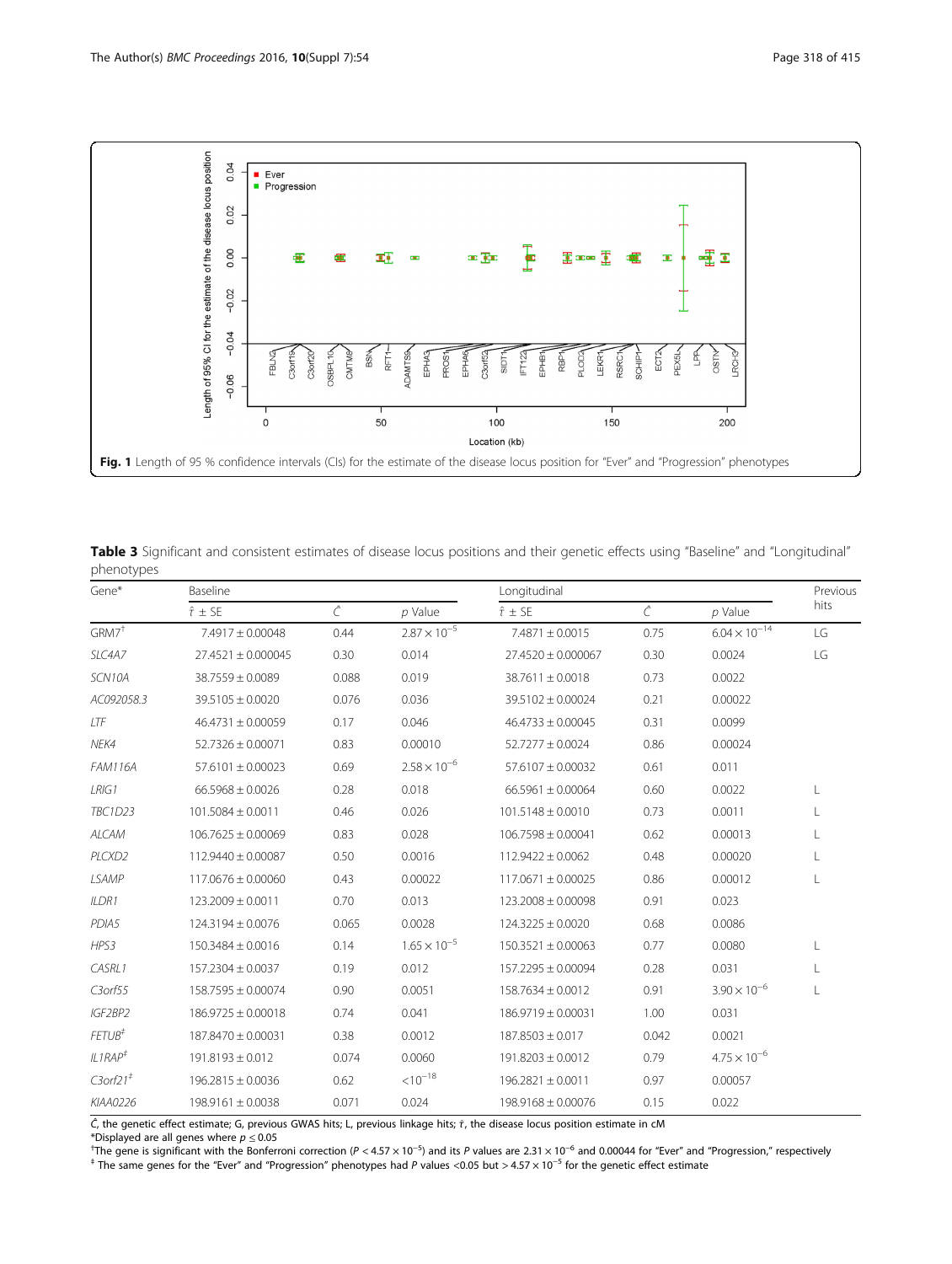**Fig. 1** Length of 95 % confidence intervals (CIs) for the estimate of the disease locus position for "Ever" and "Progression" phenotypes

**Table 3** Significant and consistent estimates of disease locus positions and their genetic effects using "Baseline" and "Longitudinal" phenotypes

| Gene* | Baseline | | | Longitudinal | | | Previous hits |
|---|---|---|---|---|---|---|---|
| | $\hat{\tau} \pm$ SE | $\hat{C}$ | p Value | $\hat{\tau} \pm$ SE | $\hat{C}$ | p Value | |
| *GRM7*[†] | 7.4917 ± 0.00048 | 0.44 | $2.87 \times 10^{-5}$ | 7.4871 ± 0.0015 | 0.75 | $6.04 \times 10^{-14}$ | LG |
| *SLC4A7* | 27.4521 ± 0.000045 | 0.30 | 0.014 | 27.4520 ± 0.000067 | 0.30 | 0.0024 | LG |
| *SCN10A* | 38.7559 ± 0.0089 | 0.088 | 0.019 | 38.7611 ± 0.0018 | 0.73 | 0.0022 | |
| *AC092058.3* | 39.5105 ± 0.0020 | 0.076 | 0.036 | 39.5102 ± 0.00024 | 0.21 | 0.00022 | |
| *LTF* | 46.4731 ± 0.00059 | 0.17 | 0.046 | 46.4733 ± 0.00045 | 0.31 | 0.0099 | |
| *NEK4* | 52.7326 ± 0.00071 | 0.83 | 0.00010 | 52.7277 ± 0.0024 | 0.86 | 0.00024 | |
| *FAM116A* | 57.6101 ± 0.00023 | 0.69 | $2.58 \times 10^{-6}$ | 57.6107 ± 0.00032 | 0.61 | 0.011 | |
| *LRIG1* | 66.5968 ± 0.0026 | 0.28 | 0.018 | 66.5961 ± 0.00064 | 0.60 | 0.0022 | L |
| *TBC1D23* | 101.5084 ± 0.0011 | 0.46 | 0.026 | 101.5148 ± 0.0010 | 0.73 | 0.0011 | L |
| *ALCAM* | 106.7625 ± 0.00069 | 0.83 | 0.028 | 106.7598 ± 0.00041 | 0.62 | 0.00013 | L |
| *PLCXD2* | 112.9440 ± 0.00087 | 0.50 | 0.0016 | 112.9422 ± 0.0062 | 0.48 | 0.00020 | L |
| *LSAMP* | 117.0676 ± 0.00060 | 0.43 | 0.00022 | 117.0671 ± 0.00025 | 0.86 | 0.00012 | L |
| *ILDR1* | 123.2009 ± 0.0011 | 0.70 | 0.013 | 123.2008 ± 0.00098 | 0.91 | 0.023 | |
| *PDIA5* | 124.3194 ± 0.0076 | 0.065 | 0.0028 | 124.3225 ± 0.0020 | 0.68 | 0.0086 | |
| *HPS3* | 150.3484 ± 0.0016 | 0.14 | $1.65 \times 10^{-5}$ | 150.3521 ± 0.00063 | 0.77 | 0.0080 | L |
| *CASRL1* | 157.2304 ± 0.0037 | 0.19 | 0.012 | 157.2295 ± 0.00094 | 0.28 | 0.031 | L |
| *C3orf55* | 158.7595 ± 0.00074 | 0.90 | 0.0051 | 158.7634 ± 0.0012 | 0.91 | $3.90 \times 10^{-6}$ | L |
| *IGF2BP2* | 186.9725 ± 0.00018 | 0.74 | 0.041 | 186.9719 ± 0.00031 | 1.00 | 0.031 | |
| *FETUB*[‡] | 187.8470 ± 0.00031 | 0.38 | 0.0012 | 187.8503 ± 0.017 | 0.042 | 0.0021 | |
| *IL1RAP*[‡] | 191.8193 ± 0.012 | 0.074 | 0.0060 | 191.8203 ± 0.0012 | 0.79 | $4.75 \times 10^{-6}$ | |
| *C3orf21*[‡] | 196.2815 ± 0.0036 | 0.62 | $<10^{-18}$ | 196.2821 ± 0.0011 | 0.97 | 0.00057 | |
| *KIAA0226* | 198.9161 ± 0.0038 | 0.071 | 0.024 | 198.9168 ± 0.00076 | 0.15 | 0.022 | |

$\hat{C}$, the genetic effect estimate; G, previous GWAS hits; L, previous linkage hits; $\hat{\tau}$, the disease locus position estimate in cM

*Displayed are all genes where $p \leq 0.05$

[†]The gene is significant with the Bonferroni correction ($P < 4.57 \times 10^{-5}$) and its P values are $2.31 \times 10^{-6}$ and 0.00044 for "Ever" and "Progression," respectively

[‡] The same genes for the "Ever" and "Progression" phenotypes had P values <0.05 but > $4.57 \times 10^{-5}$ for the genetic effect estimate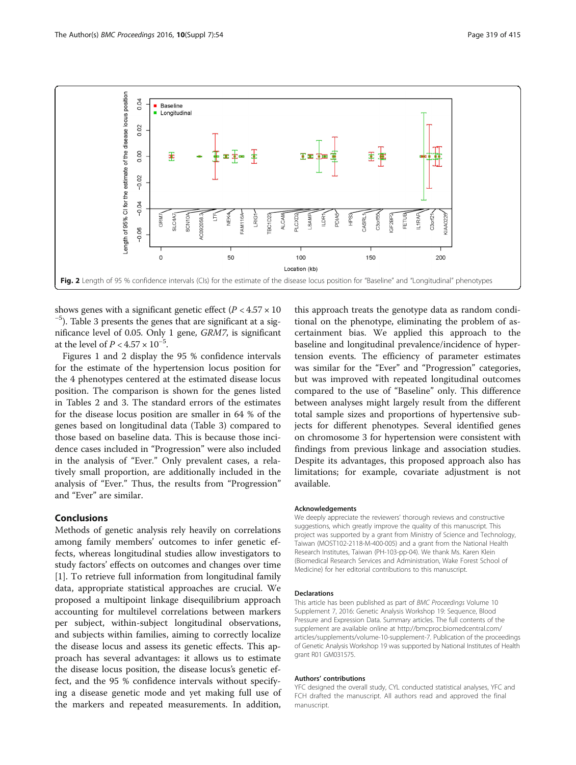Baseline
Longitudinal

Length of 95% CI for the estimate of the disease locus position

0.04
0.02
0.00
-0.02
-0.04
-0.06

GRM7
SLC4A7
SCN10A
AC092058.3
LTF
NEK4
FAM116A
LRIG1
TBC1D23
ALCAM
PLCXD2
LSAMP
ILDR1
PDIA5
HPS3
CASRL1
C3orf55
IGF2BP2
FETUB
IL1RAP
C3orf21
KIAA0226

0
50
100
150
200

Location (kb)

**Fig. 2** Length of 95 % confidence intervals (CIs) for the estimate of the disease locus position for "Baseline" and "Longitudinal" phenotypes

shows genes with a significant genetic effect ($P < 4.57 \times 10^{-5}$). Table 3 presents the genes that are significant at a significance level of 0.05. Only 1 gene, *GRM7*, is significant at the level of $P < 4.57 \times 10^{-5}$.

Figures 1 and 2 display the 95 % confidence intervals for the estimate of the hypertension locus position for the 4 phenotypes centered at the estimated disease locus position. The comparison is shown for the genes listed in Tables 2 and 3. The standard errors of the estimates for the disease locus position are smaller in 64 % of the genes based on longitudinal data (Table 3) compared to those based on baseline data. This is because those incidence cases included in "Progression" were also included in the analysis of "Ever." Only prevalent cases, a relatively small proportion, are additionally included in the analysis of "Ever." Thus, the results from "Progression" and "Ever" are similar.

## Conclusions

Methods of genetic analysis rely heavily on correlations among family members' outcomes to infer genetic effects, whereas longitudinal studies allow investigators to study factors' effects on outcomes and changes over time [1]. To retrieve full information from longitudinal family data, appropriate statistical approaches are crucial. We proposed a multipoint linkage disequilibrium approach accounting for multilevel correlations between markers per subject, within-subject longitudinal observations, and subjects within families, aiming to correctly localize the disease locus and assess its genetic effects. This approach has several advantages: it allows us to estimate the disease locus position, the disease locus's genetic effect, and the 95 % confidence intervals without specifying a disease genetic mode and yet making full use of the markers and repeated measurements. In addition, this approach treats the genotype data as random conditional on the phenotype, eliminating the problem of ascertainment bias. We applied this approach to the baseline and longitudinal prevalence/incidence of hypertension events. The efficiency of parameter estimates was similar for the "Ever" and "Progression" categories, but was improved with repeated longitudinal outcomes compared to the use of "Baseline" only. This difference between analyses might largely result from the different total sample sizes and proportions of hypertensive subjects for different phenotypes. Several identified genes on chromosome 3 for hypertension were consistent with findings from previous linkage and association studies. Despite its advantages, this proposed approach also has limitations; for example, covariate adjustment is not available.

#### Acknowledgements

We deeply appreciate the reviewers' thorough reviews and constructive suggestions, which greatly improve the quality of this manuscript. This project was supported by a grant from Ministry of Science and Technology, Taiwan (MOST102-2118-M-400-005) and a grant from the National Health Research Institutes, Taiwan (PH-103-pp-04). We thank Ms. Karen Klein (Biomedical Research Services and Administration, Wake Forest School of Medicine) for her editorial contributions to this manuscript.

#### Declarations

This article has been published as part of *BMC Proceedings* Volume 10 Supplement 7, 2016: Genetic Analysis Workshop 19: Sequence, Blood Pressure and Expression Data. Summary articles. The full contents of the supplement are available online at http://bmcproc.biomedcentral.com/articles/supplements/volume-10-supplement-7. Publication of the proceedings of Genetic Analysis Workshop 19 was supported by National Institutes of Health grant R01 GM031575.

#### Authors' contributions

YFC designed the overall study, CYL conducted statistical analyses, YFC and FCH drafted the manuscript. All authors read and approved the final manuscript.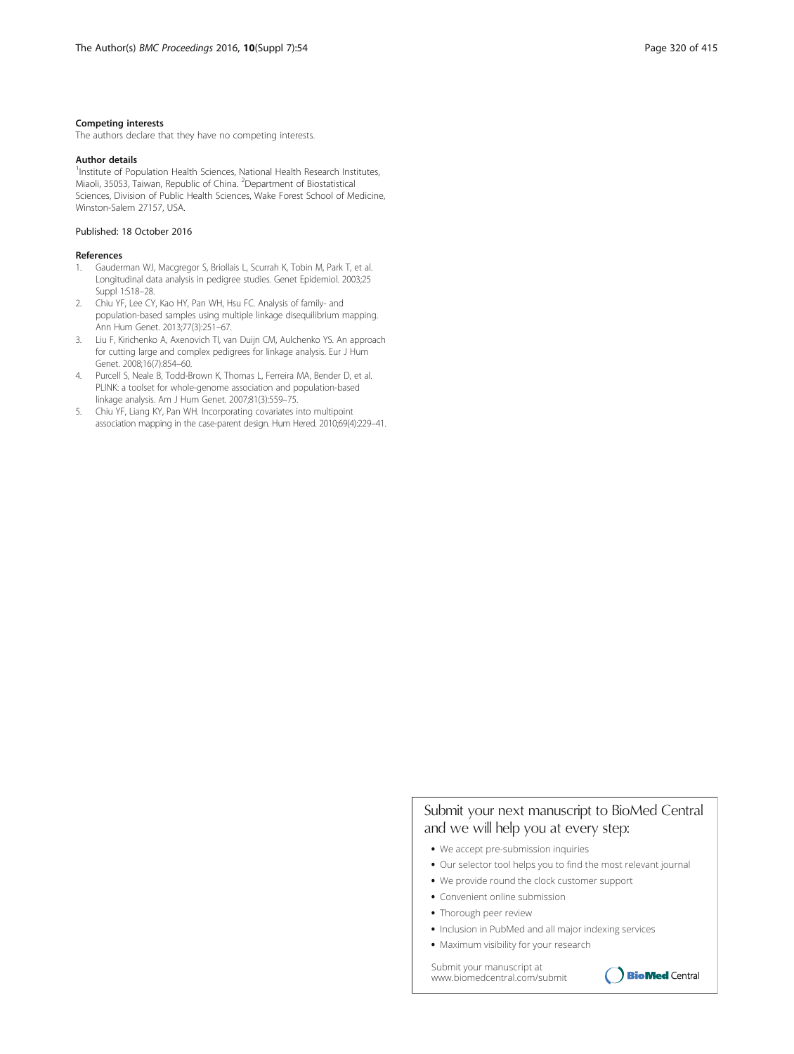#### Competing interests

The authors declare that they have no competing interests.

#### Author details

[1]Institute of Population Health Sciences, National Health Research Institutes, Miaoli, 35053, Taiwan, Republic of China. [2]Department of Biostatistical Sciences, Division of Public Health Sciences, Wake Forest School of Medicine, Winston-Salem 27157, USA.

Published: 18 October 2016

#### References

1. Gauderman WJ, Macgregor S, Briollais L, Scurrah K, Tobin M, Park T, et al. Longitudinal data analysis in pedigree studies. Genet Epidemiol. 2003;25 Suppl 1:S18–28.
2. Chiu YF, Lee CY, Kao HY, Pan WH, Hsu FC. Analysis of family- and population-based samples using multiple linkage disequilibrium mapping. Ann Hum Genet. 2013;77(3):251–67.
3. Liu F, Kirichenko A, Axenovich TI, van Duijn CM, Aulchenko YS. An approach for cutting large and complex pedigrees for linkage analysis. Eur J Hum Genet. 2008;16(7):854–60.
4. Purcell S, Neale B, Todd-Brown K, Thomas L, Ferreira MA, Bender D, et al. PLINK: a toolset for whole-genome association and population-based linkage analysis. Am J Hum Genet. 2007;81(3):559–75.
5. Chiu YF, Liang KY, Pan WH. Incorporating covariates into multipoint association mapping in the case-parent design. Hum Hered. 2010;69(4):229–41.

Submit your next manuscript to BioMed Central and we will help you at every step:

- We accept pre-submission inquiries
- Our selector tool helps you to find the most relevant journal
- We provide round the clock customer support
- Convenient online submission
- Thorough peer review
- Inclusion in PubMed and all major indexing services
- Maximum visibility for your research

Submit your manuscript at www.biomedcentral.com/submit

BioMed Central